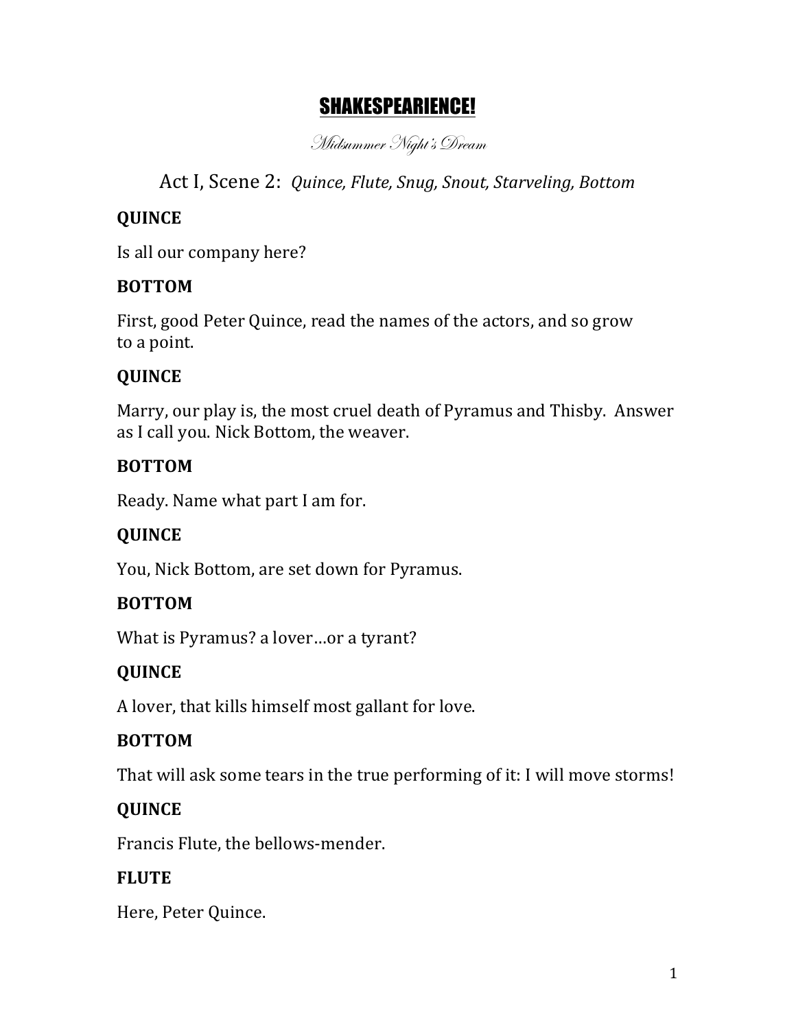# SHAKESPEARIENCE!

*Midsummer Night's Dream*

## Act I, Scene 2: *Quince, Flute, Snug, Snout, Starveling, Bottom*

**QUINCE**

Is all our company here?

**BOTTOM**

First, good Peter Quince, read the names of the actors, and so grow to a point.

**QUINCE**

Marry, our play is, the most cruel death of Pyramus and Thisby. Answer as I call you. Nick Bottom, the weaver.

**BOTTOM**

Ready. Name what part I am for.

**QUINCE**

You, Nick Bottom, are set down for Pyramus.

**BOTTOM**

What is Pyramus? a lover…or a tyrant?

**QUINCE**

A lover, that kills himself most gallant for love.

**BOTTOM**

That will ask some tears in the true performing of it: I will move storms!

**QUINCE**

Francis Flute, the bellows-mender.

**FLUTE**

Here, Peter Quince.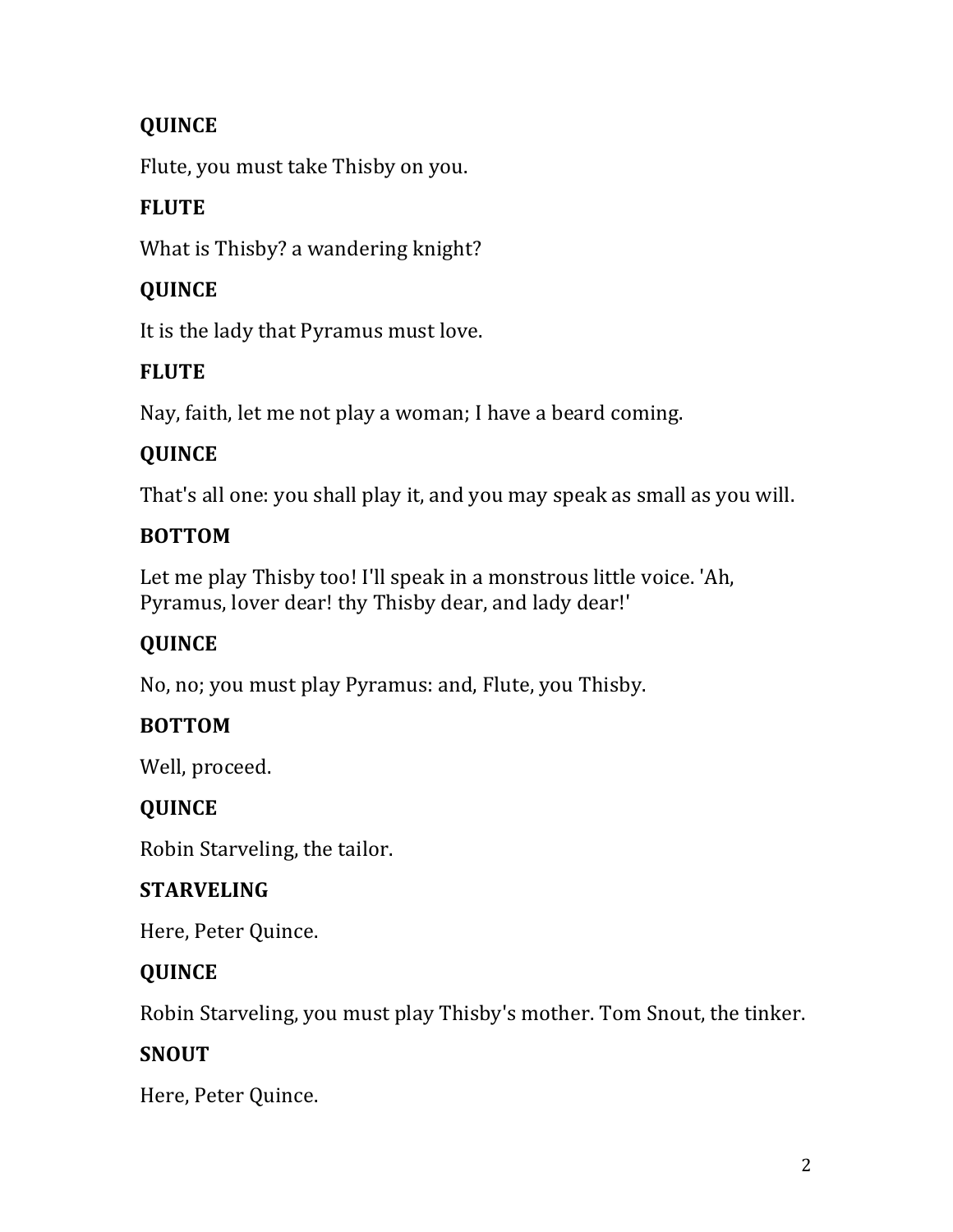**QUINCE**

Flute, you must take Thisby on you.

**FLUTE**

What is Thisby? a wandering knight?

**QUINCE**

It is the lady that Pyramus must love.

**FLUTE**

Nay, faith, let me not play a woman; I have a beard coming.

**QUINCE**

That's all one: you shall play it, and you may speak as small as you will.

**BOTTOM**

Let me play Thisby too! I'll speak in a monstrous little voice. 'Ah, Pyramus, lover dear! thy Thisby dear, and lady dear!'

**QUINCE**

No, no; you must play Pyramus: and, Flute, you Thisby.

**BOTTOM**

Well, proceed.

**QUINCE**

Robin Starveling, the tailor.

**STARVELING**

Here, Peter Quince.

**QUINCE**

Robin Starveling, you must play Thisby's mother. Tom Snout, the tinker.

**SNOUT**

Here, Peter Quince.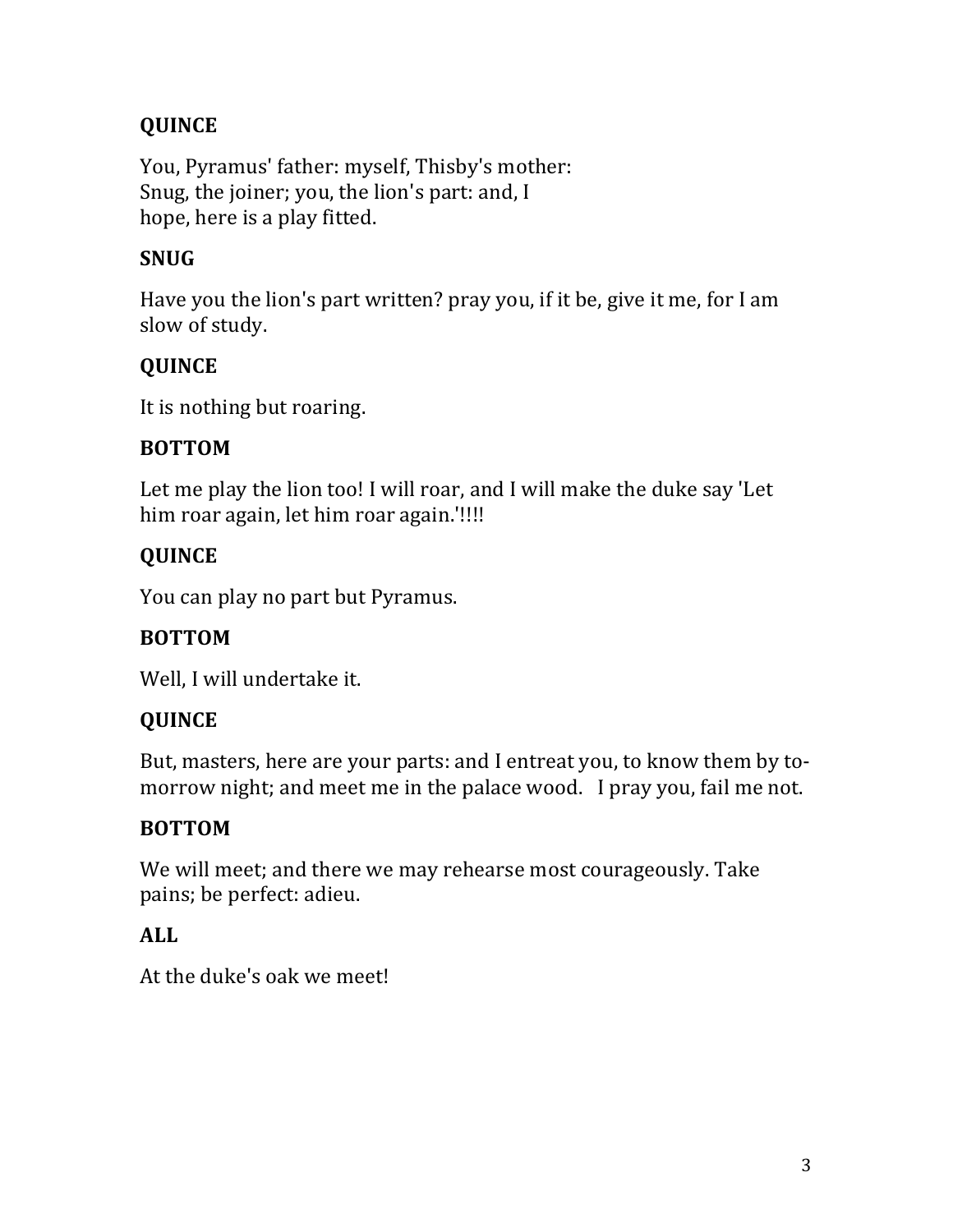**QUINCE**

You, Pyramus' father: myself, Thisby's mother:
Snug, the joiner; you, the lion's part: and, I
hope, here is a play fitted.

**SNUG**

Have you the lion's part written? pray you, if it be, give it me, for I am slow of study.

**QUINCE**

It is nothing but roaring.

**BOTTOM**

Let me play the lion too! I will roar, and I will make the duke say 'Let him roar again, let him roar again.'!!!!

**QUINCE**

You can play no part but Pyramus.

**BOTTOM**

Well, I will undertake it.

**QUINCE**

But, masters, here are your parts: and I entreat you, to know them by to-morrow night; and meet me in the palace wood.   I pray you, fail me not.

**BOTTOM**

We will meet; and there we may rehearse most courageously. Take pains; be perfect: adieu.

**ALL**

At the duke's oak we meet!